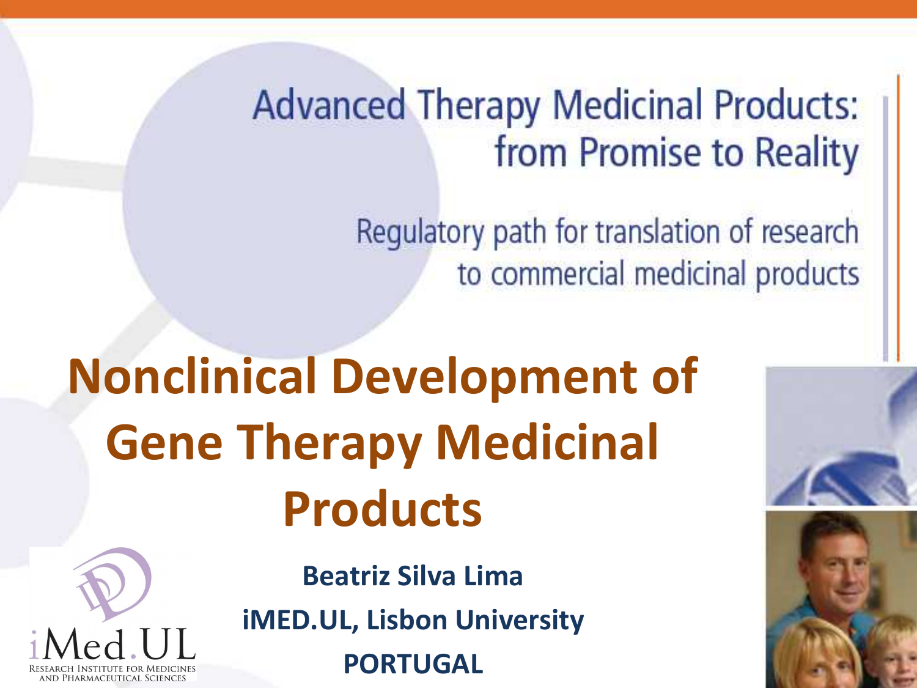Advanced Therapy Medicinal Products: from Promise to Reality

Regulatory path for translation of research to commercial medicinal products

# Nonclinical Development of Gene Therapy Medicinal Products

**Beatriz Silva Lima**

**iMED.UL, Lisbon University**

**PORTUGAL**

iMed.UL

Research Institute for Medicines and Pharmaceutical Sciences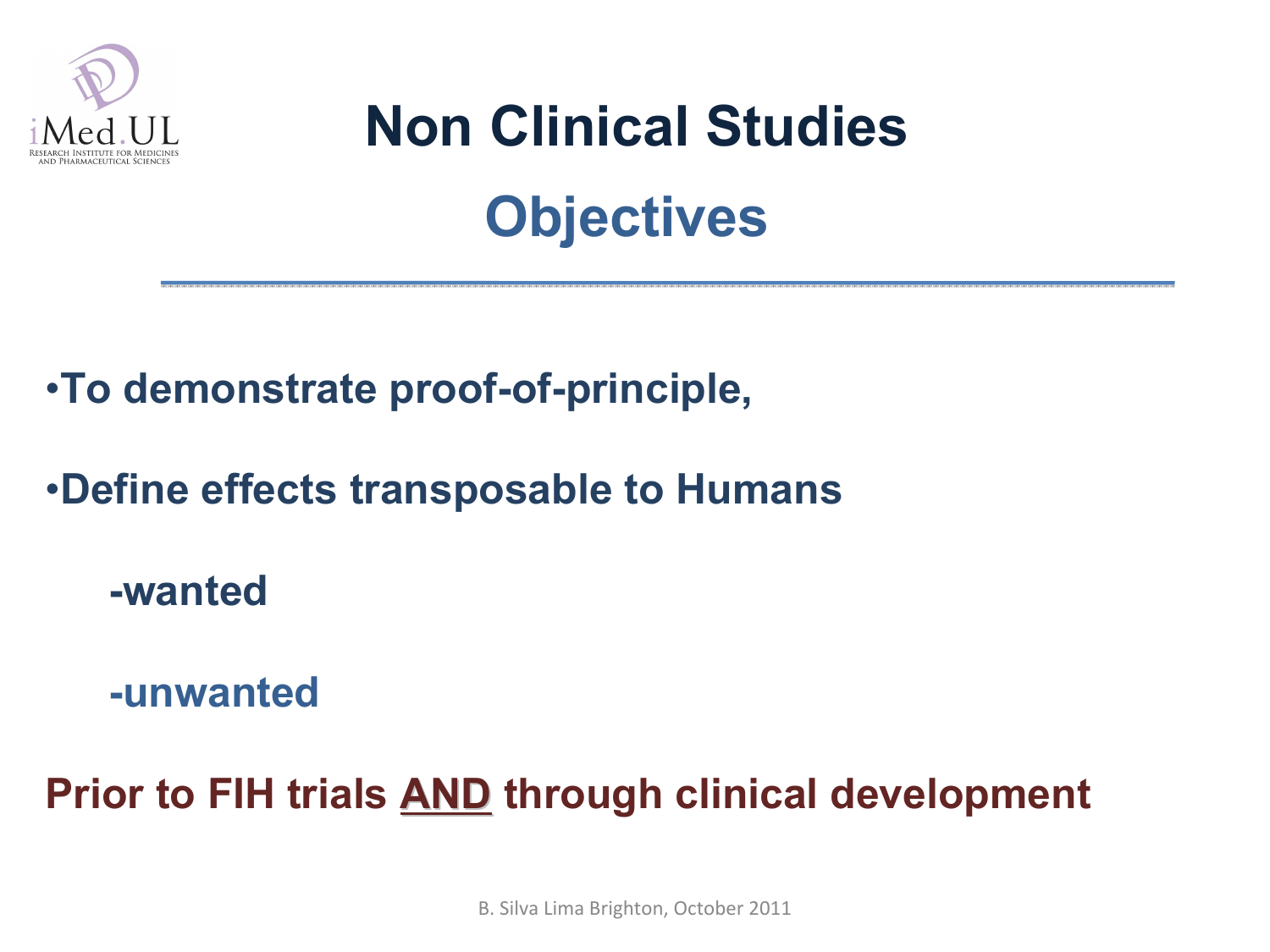# Non Clinical Studies

## Objectives

- **To demonstrate proof-of-principle,**
- **Define effects transposable to Humans**
  - **-wanted**
  - **-unwanted**

**Prior to FIH trials AND through clinical development**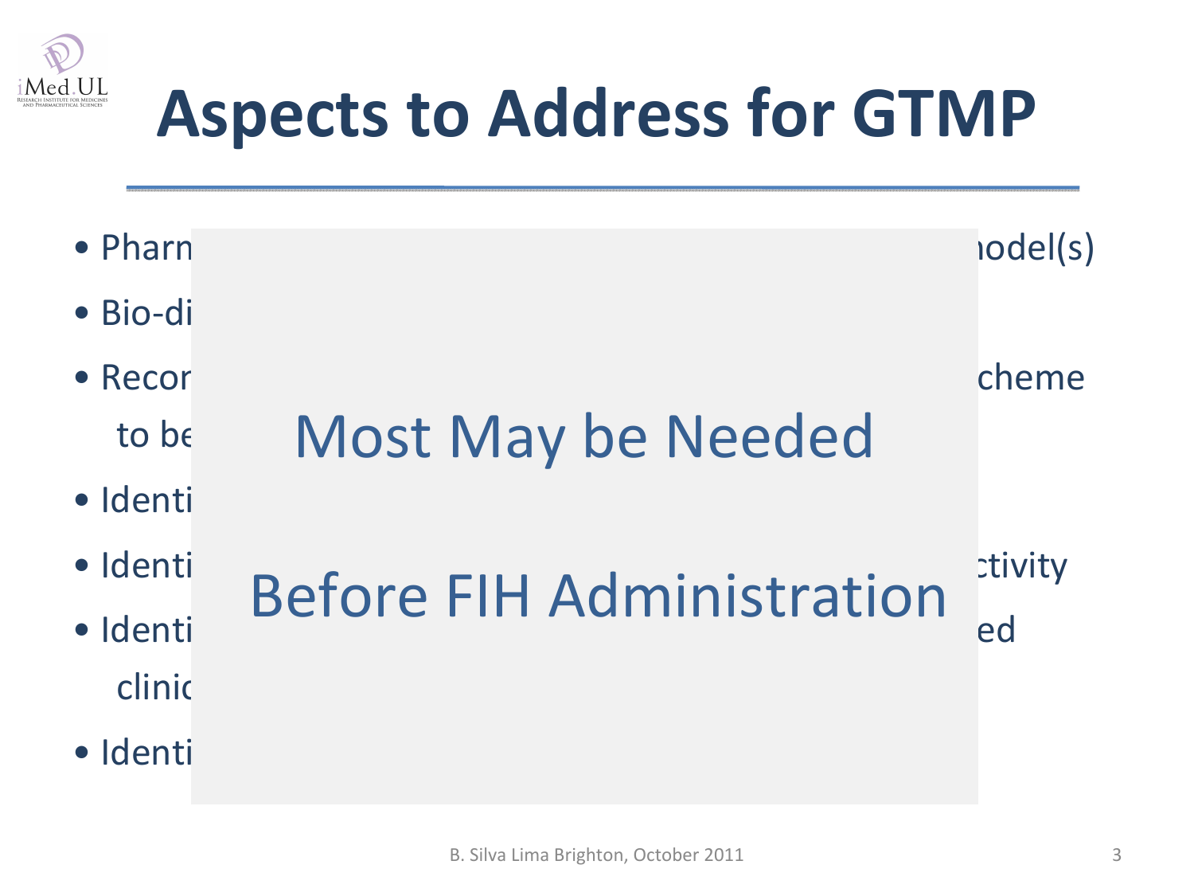# Aspects to Address for GTMP

- Pharn ... odel(s)
- Bio-di
- Recor ... cheme to be
- Identi
- Identi ... ctivity
- Identi ... ed clinic
- Identi

Most May be Needed

Before FIH Administration

B. Silva Lima Brighton, October 2011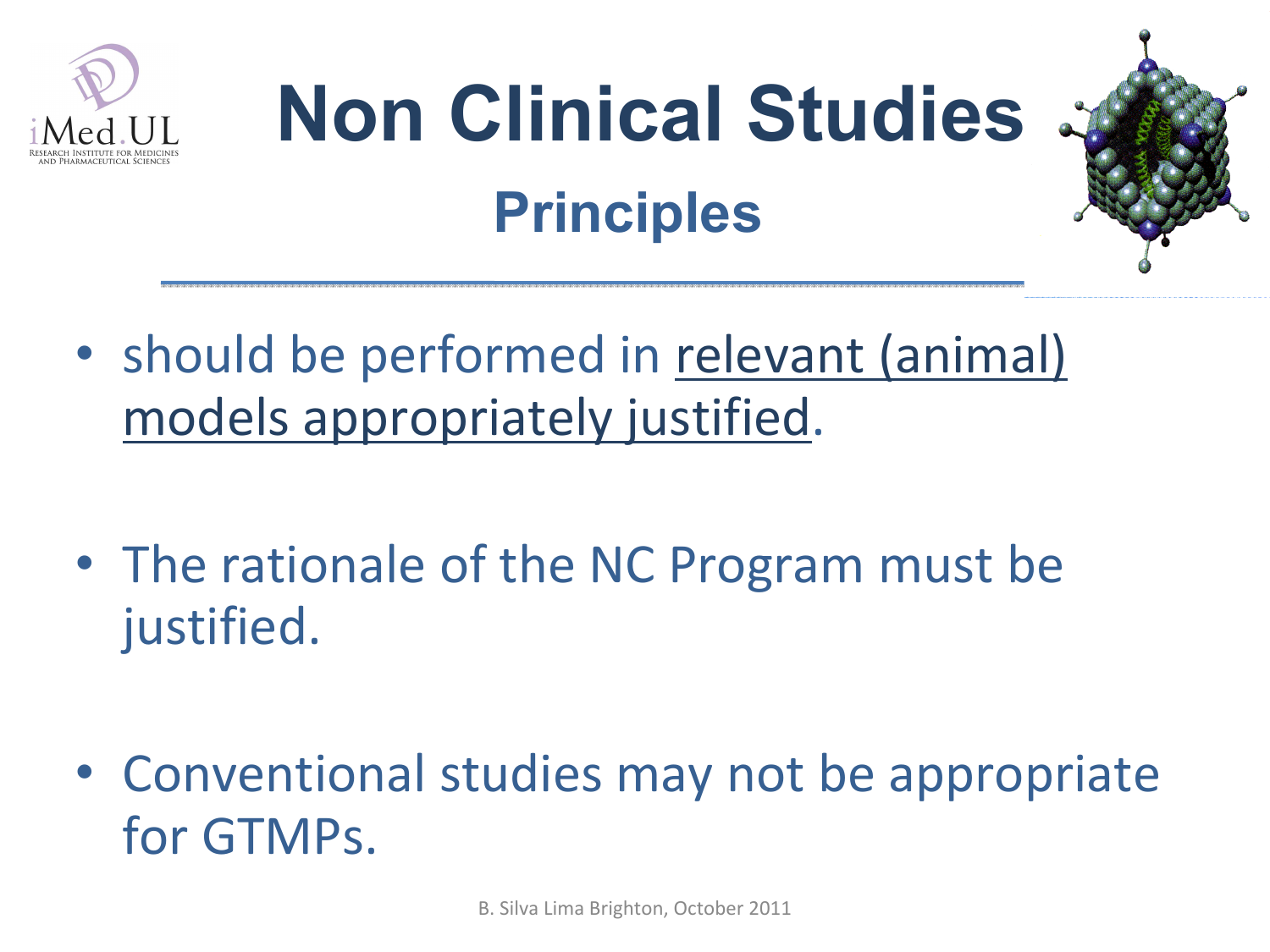# Non Clinical Studies

## Principles

- should be performed in relevant (animal) models appropriately justified.
- The rationale of the NC Program must be justified.
- Conventional studies may not be appropriate for GTMPs.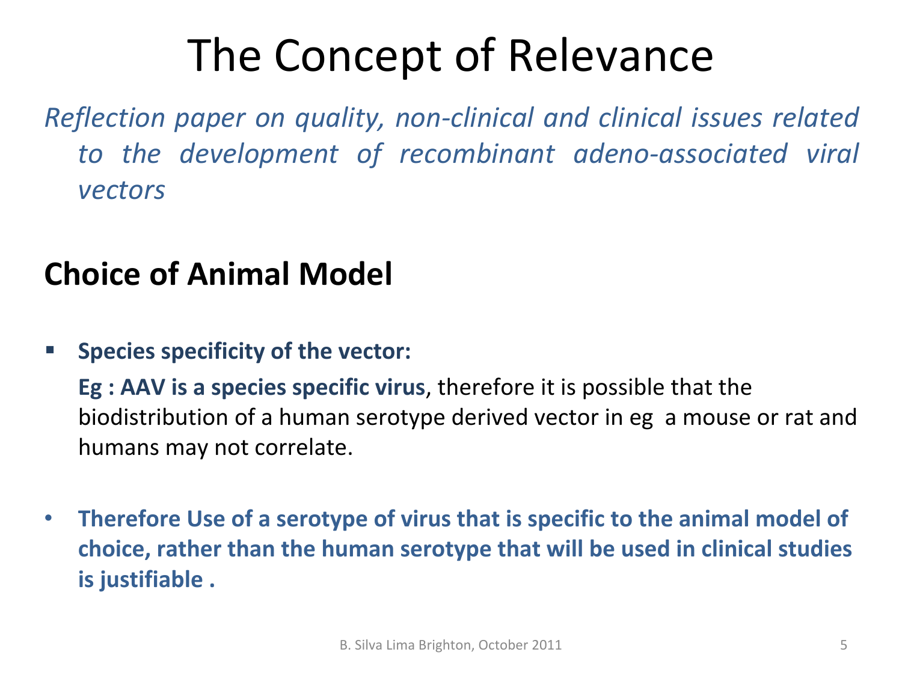# The Concept of Relevance

*Reflection paper on quality, non-clinical and clinical issues related to the development of recombinant adeno-associated viral vectors*

## Choice of Animal Model

- **Species specificity of the vector:**

  **Eg : AAV is a species specific virus**, therefore it is possible that the biodistribution of a human serotype derived vector in eg  a mouse or rat and humans may not correlate.

- **Therefore Use of a serotype of virus that is specific to the animal model of choice, rather than the human serotype that will be used in clinical studies is justifiable .**

B. Silva Lima Brighton, October 2011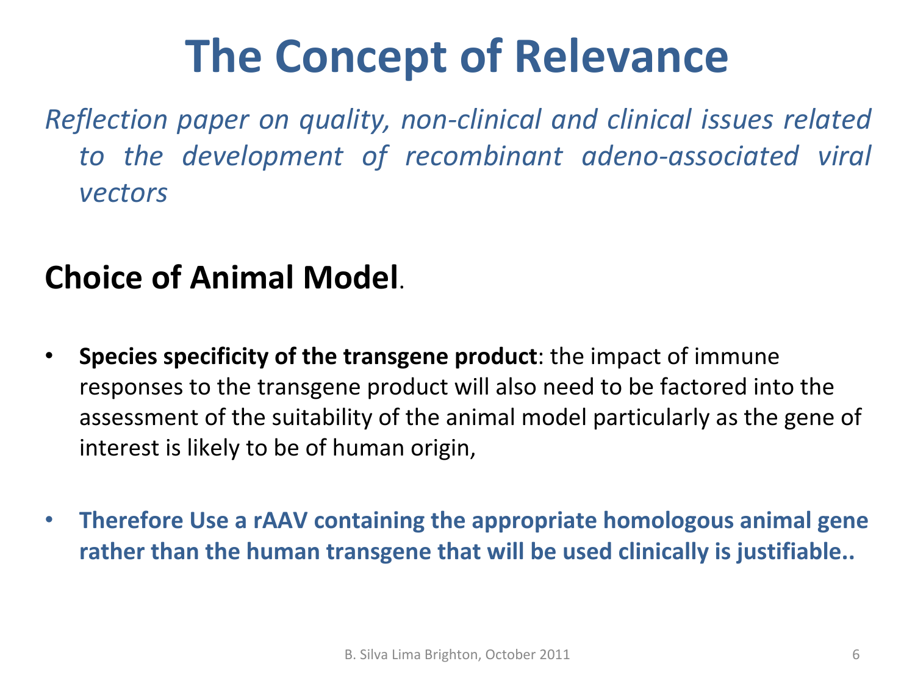# The Concept of Relevance

*Reflection paper on quality, non-clinical and clinical issues related to the development of recombinant adeno-associated viral vectors*

## Choice of Animal Model.

- **Species specificity of the transgene product**: the impact of immune responses to the transgene product will also need to be factored into the assessment of the suitability of the animal model particularly as the gene of interest is likely to be of human origin,

- **Therefore Use a rAAV containing the appropriate homologous animal gene rather than the human transgene that will be used clinically is justifiable..**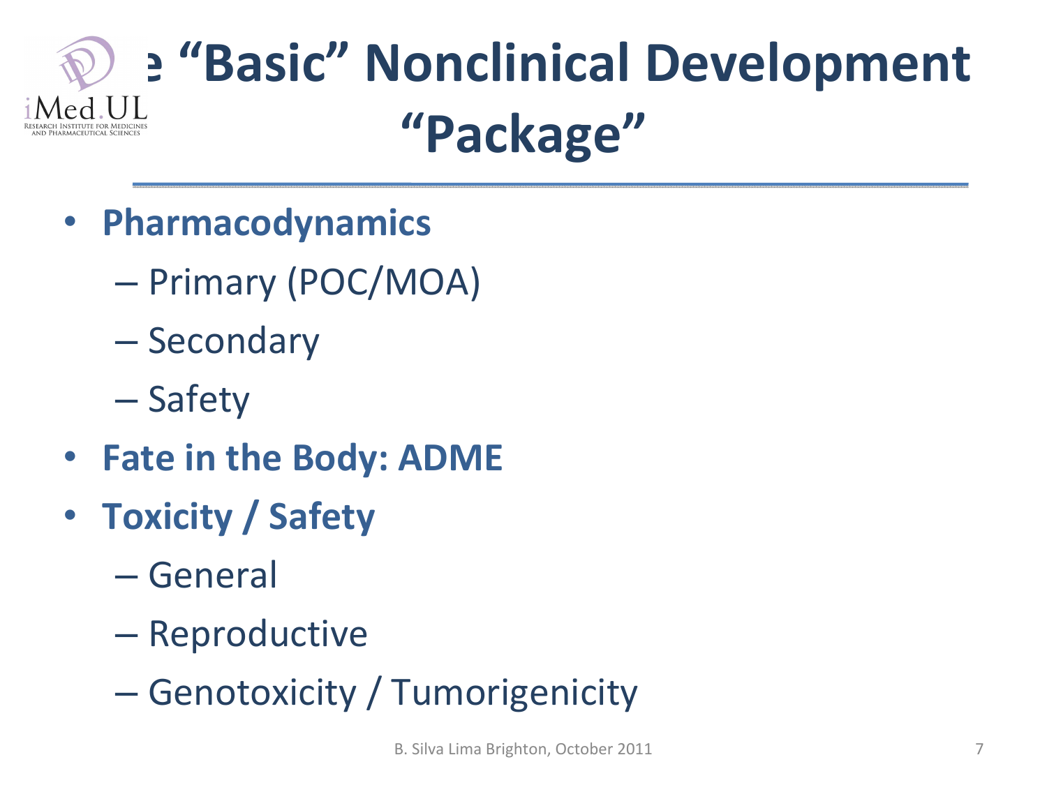# The "Basic" Nonclinical Development "Package"

- **Pharmacodynamics**
  - Primary (POC/MOA)
  - Secondary
  - Safety
- **Fate in the Body: ADME**
- **Toxicity / Safety**
  - General
  - Reproductive
  - Genotoxicity / Tumorigenicity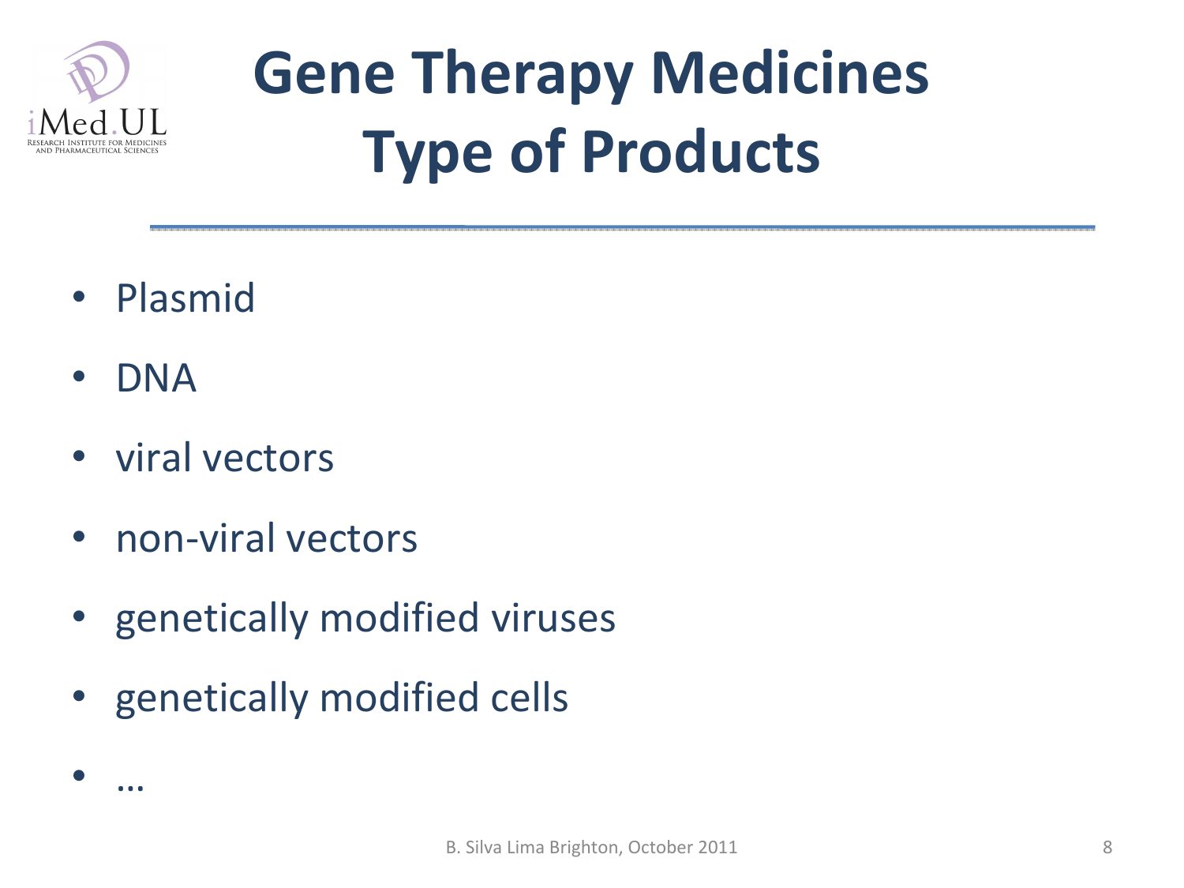# Gene Therapy Medicines Type of Products

- Plasmid
- DNA
- viral vectors
- non-viral vectors
- genetically modified viruses
- genetically modified cells
- …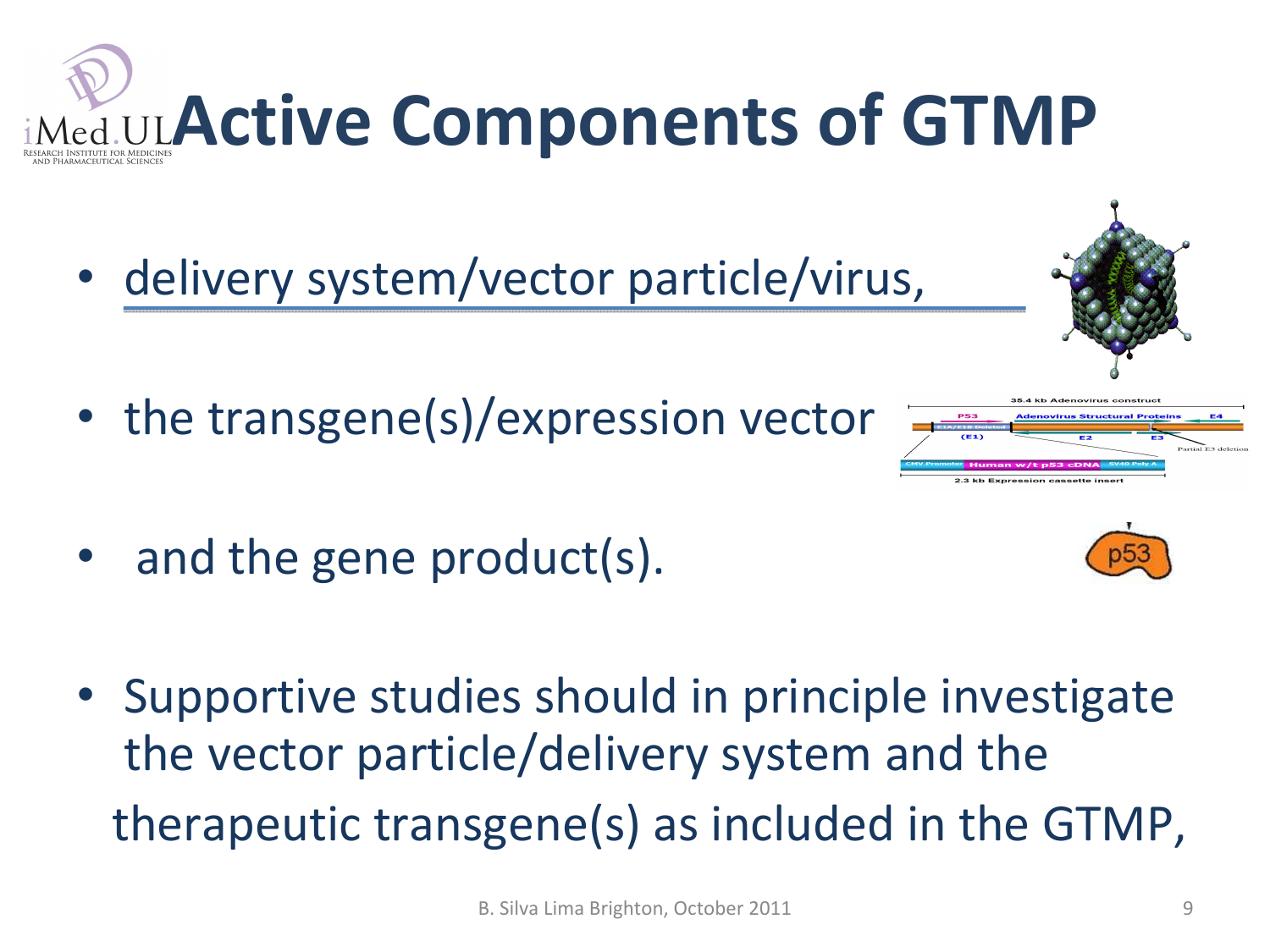# Active Components of GTMP

- delivery system/vector particle/virus,
- the transgene(s)/expression vector
- and the gene product(s).

- Supportive studies should in principle investigate the vector particle/delivery system and the therapeutic transgene(s) as included in the GTMP,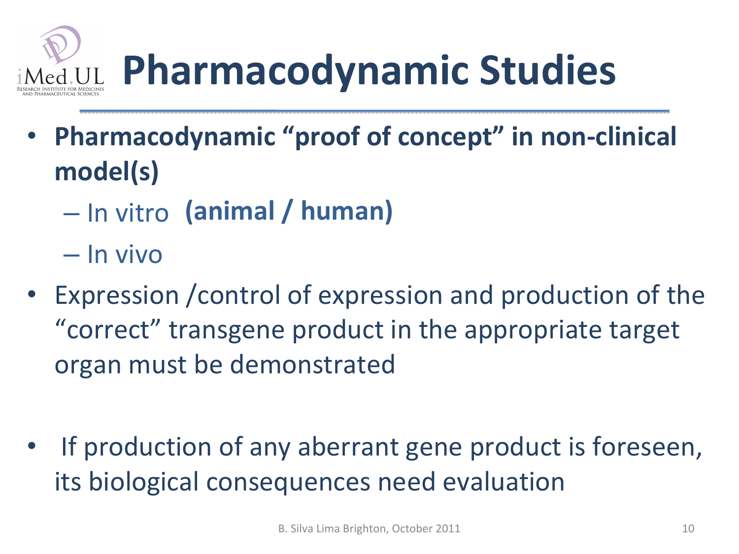# Pharmacodynamic Studies

- **Pharmacodynamic "proof of concept" in non-clinical model(s)**
  - In vitro **(animal / human)**
  - In vivo
- Expression /control of expression and production of the "correct" transgene product in the appropriate target organ must be demonstrated
- If production of any aberrant gene product is foreseen, its biological consequences need evaluation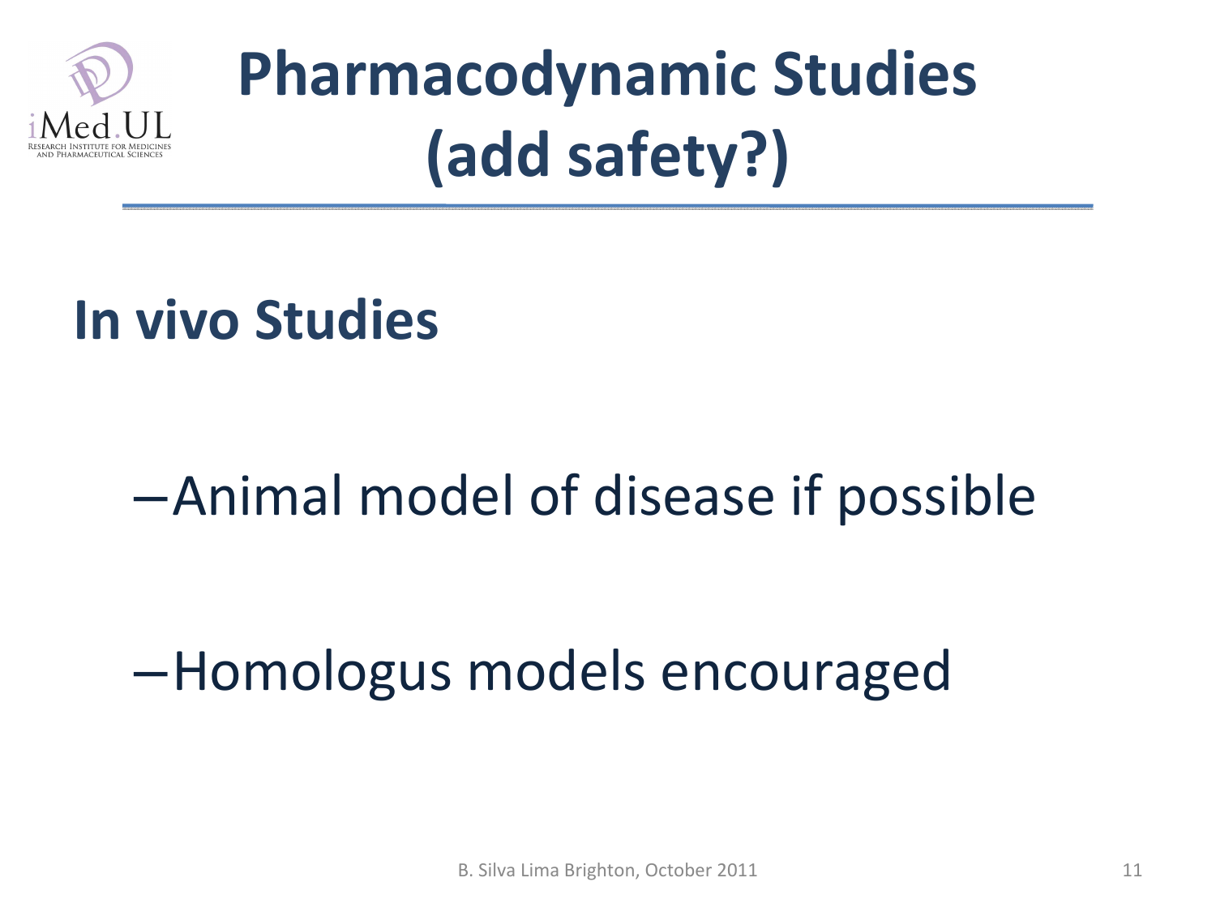# Pharmacodynamic Studies (add safety?)

## In vivo Studies

- Animal model of disease if possible
- Homologus models encouraged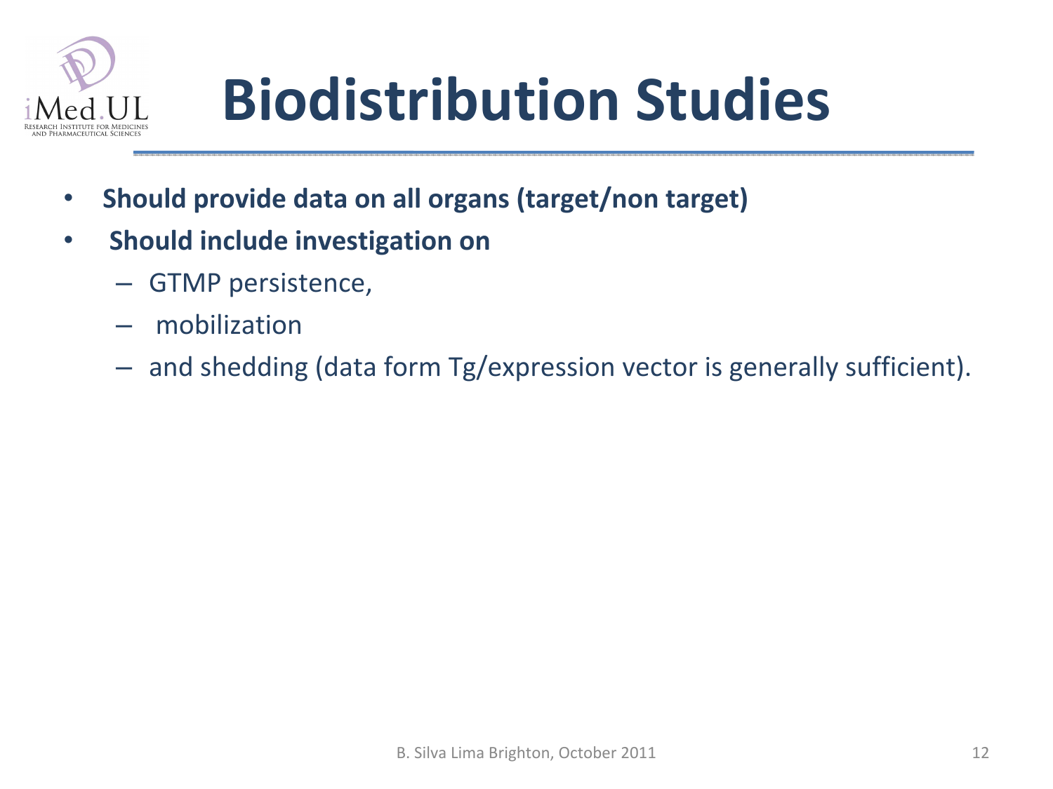# Biodistribution Studies

- **Should provide data on all organs (target/non target)**
- **Should include investigation on**
  - GTMP persistence,
  - mobilization
  - and shedding (data form Tg/expression vector is generally sufficient).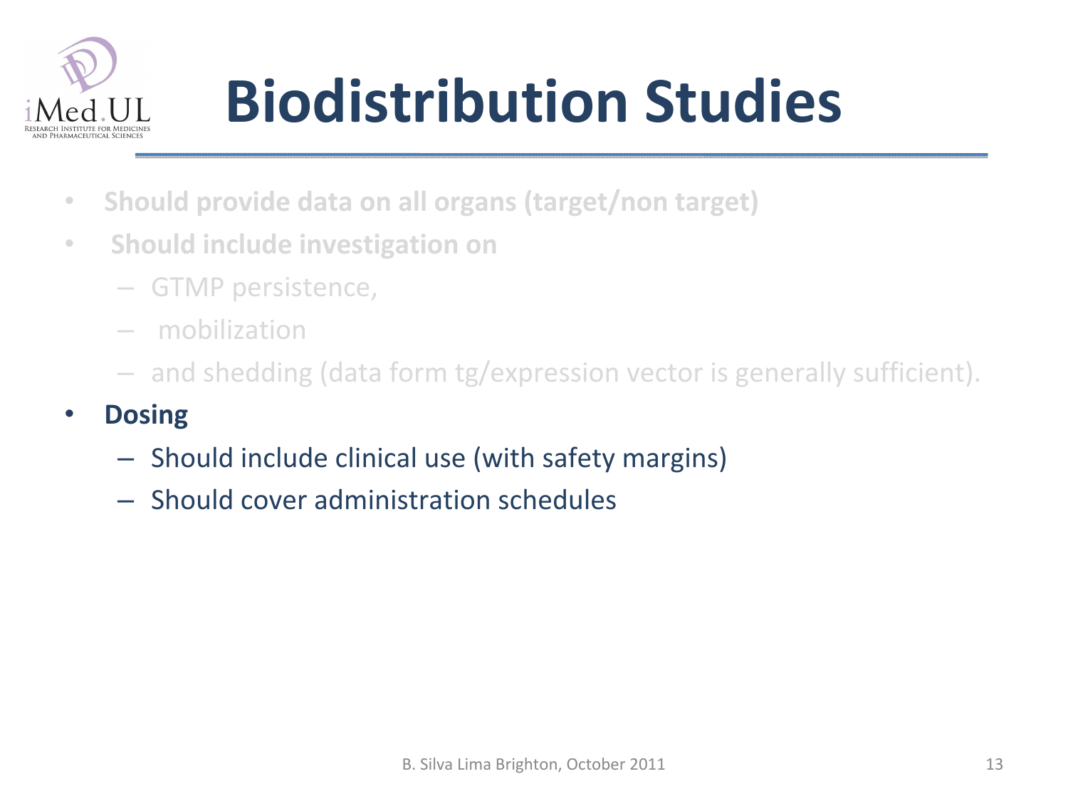# Biodistribution Studies

- **Should provide data on all organs (target/non target)**
- **Should include investigation on**
  - GTMP persistence,
  - mobilization
  - and shedding (data form tg/expression vector is generally sufficient).
- **Dosing**
  - Should include clinical use (with safety margins)
  - Should cover administration schedules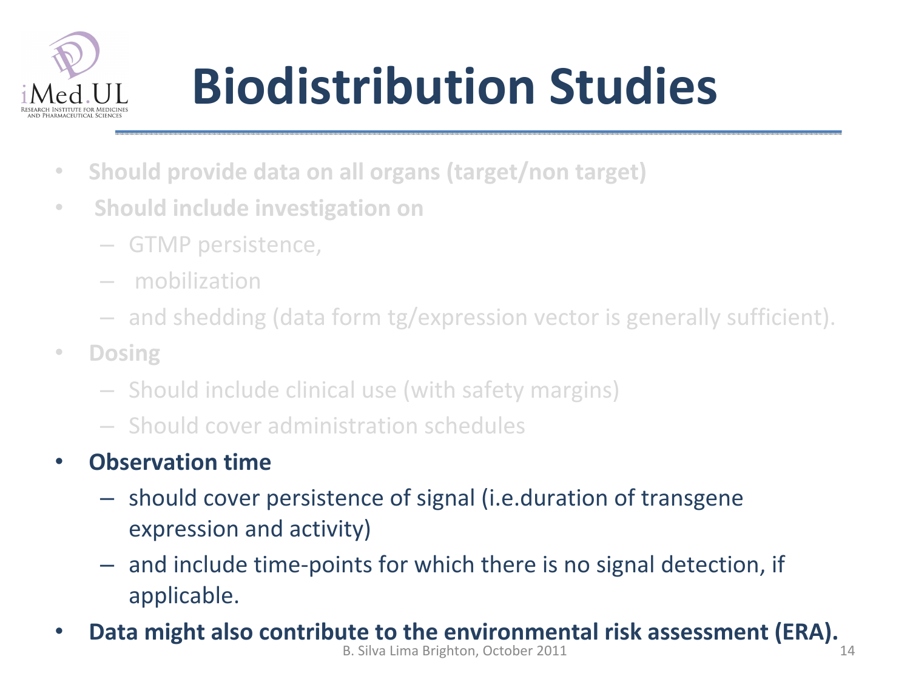# Biodistribution Studies

- **Should provide data on all organs (target/non target)**
- **Should include investigation on**
  - GTMP persistence,
  - mobilization
  - and shedding (data form tg/expression vector is generally sufficient).
- **Dosing**
  - Should include clinical use (with safety margins)
  - Should cover administration schedules
- **Observation time**
  - should cover persistence of signal (i.e.duration of transgene expression and activity)
  - and include time-points for which there is no signal detection, if applicable.
- **Data might also contribute to the environmental risk assessment (ERA).**

B. Silva Lima Brighton, October 2011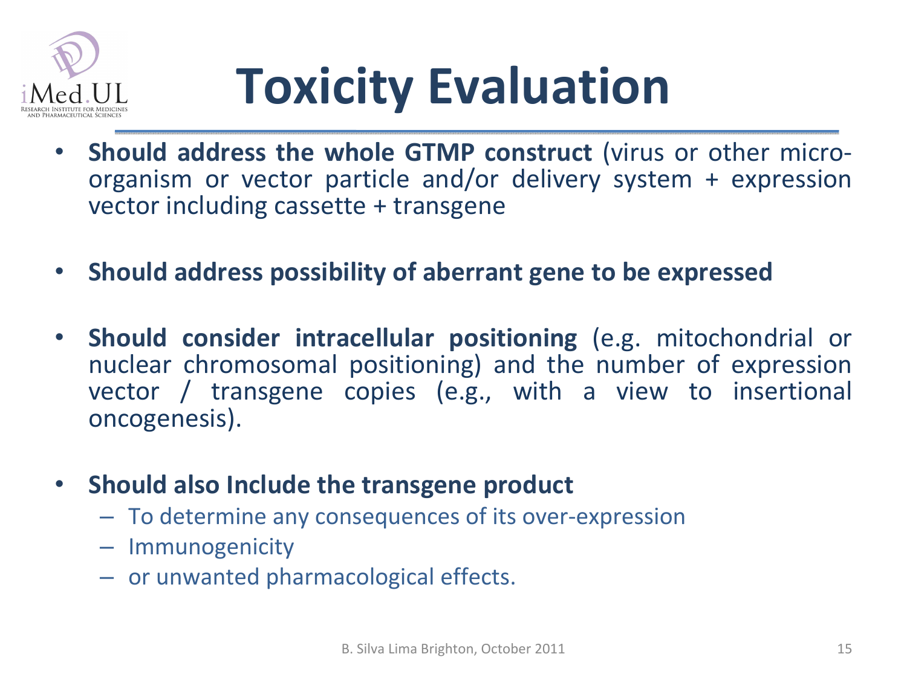# Toxicity Evaluation

- **Should address the whole GTMP construct** (virus or other micro-organism or vector particle and/or delivery system + expression vector including cassette + transgene

- **Should address possibility of aberrant gene to be expressed**

- **Should consider intracellular positioning** (e.g. mitochondrial or nuclear chromosomal positioning) and the number of expression vector / transgene copies (e.g., with a view to insertional oncogenesis).

- **Should also Include the transgene product**
  - To determine any consequences of its over-expression
  - Immunogenicity
  - or unwanted pharmacological effects.

B. Silva Lima Brighton, October 2011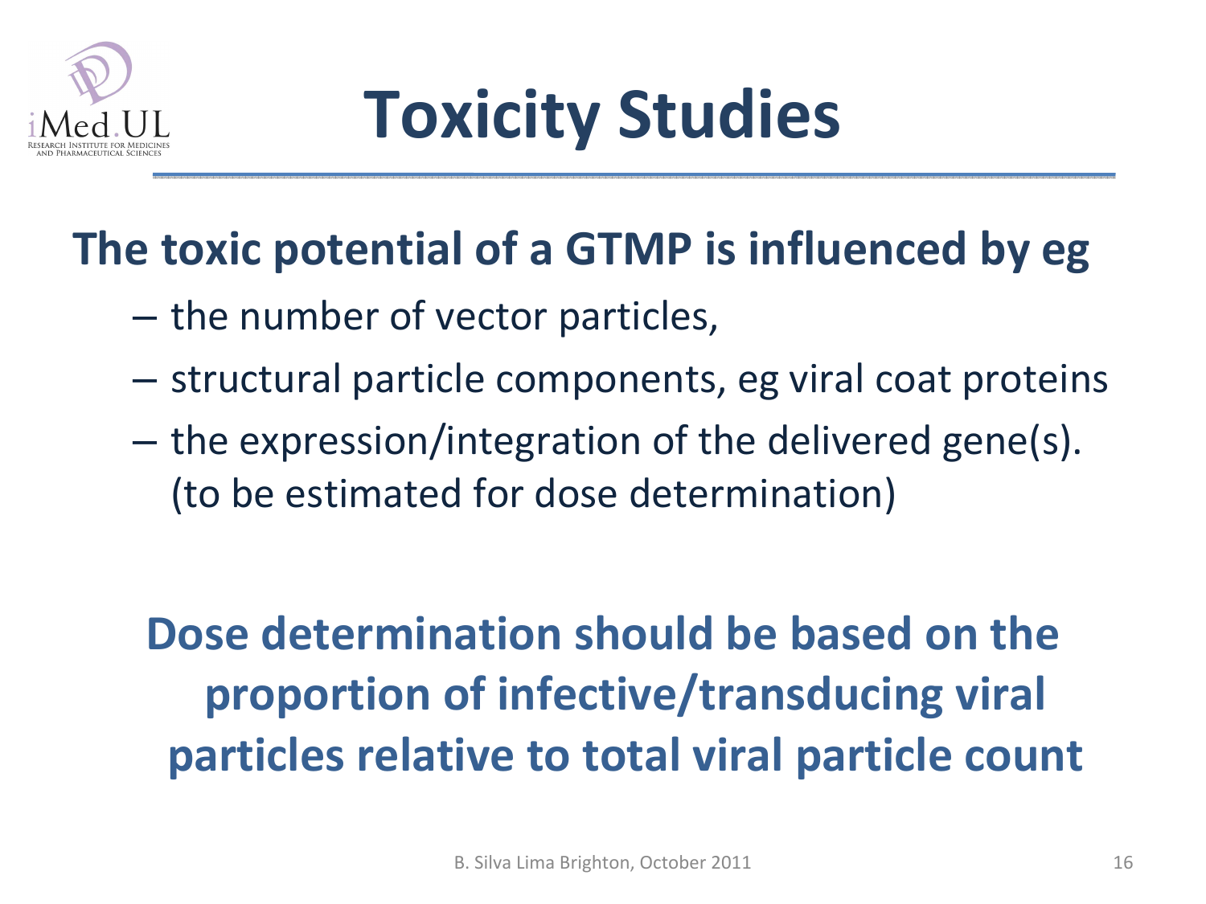# Toxicity Studies

**The toxic potential of a GTMP is influenced by eg**

- the number of vector particles,
- structural particle components, eg viral coat proteins
- the expression/integration of the delivered gene(s). (to be estimated for dose determination)

**Dose determination should be based on the proportion of infective/transducing viral particles relative to total viral particle count**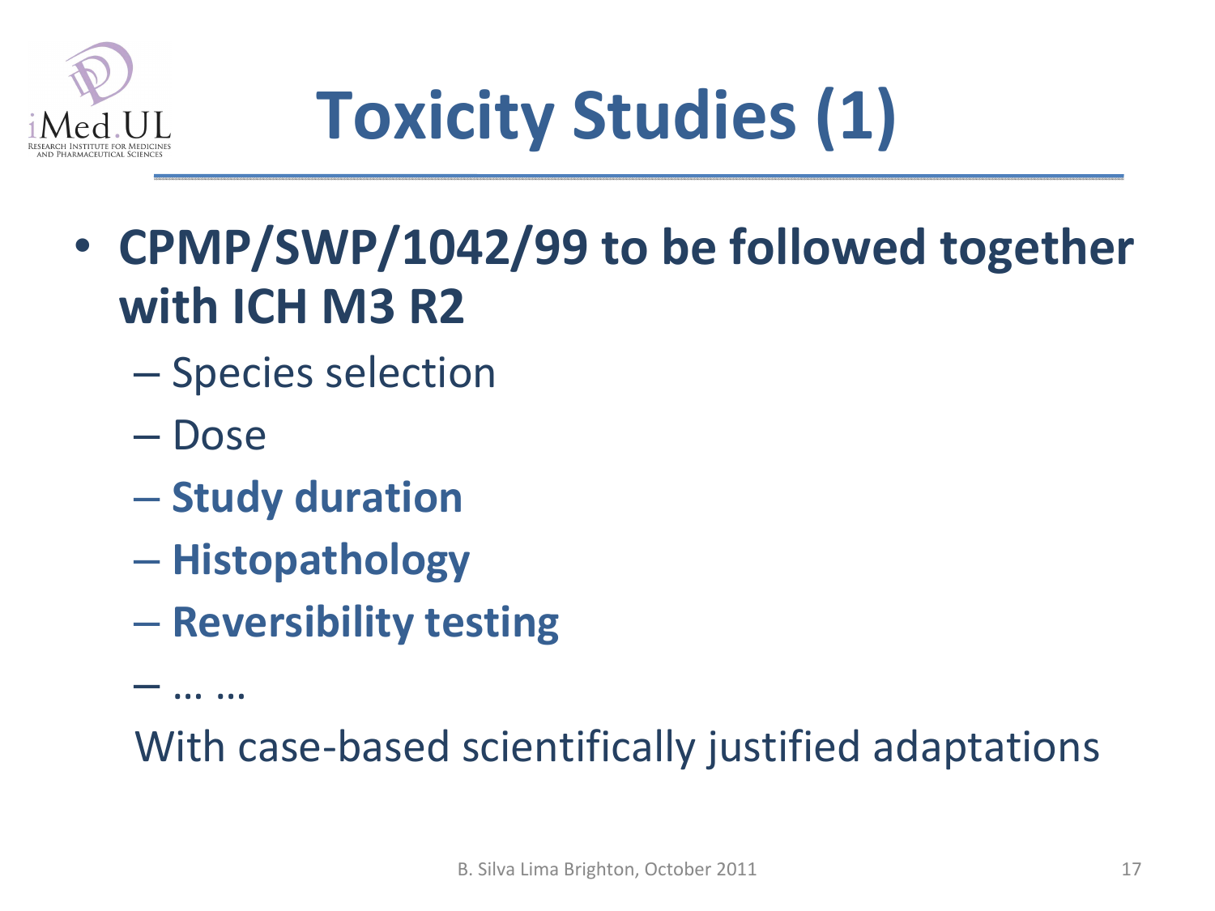# Toxicity Studies (1)

- **CPMP/SWP/1042/99 to be followed together with ICH M3 R2**
  - Species selection
  - Dose
  - **Study duration**
  - **Histopathology**
  - **Reversibility testing**
  - … …

  With case-based scientifically justified adaptations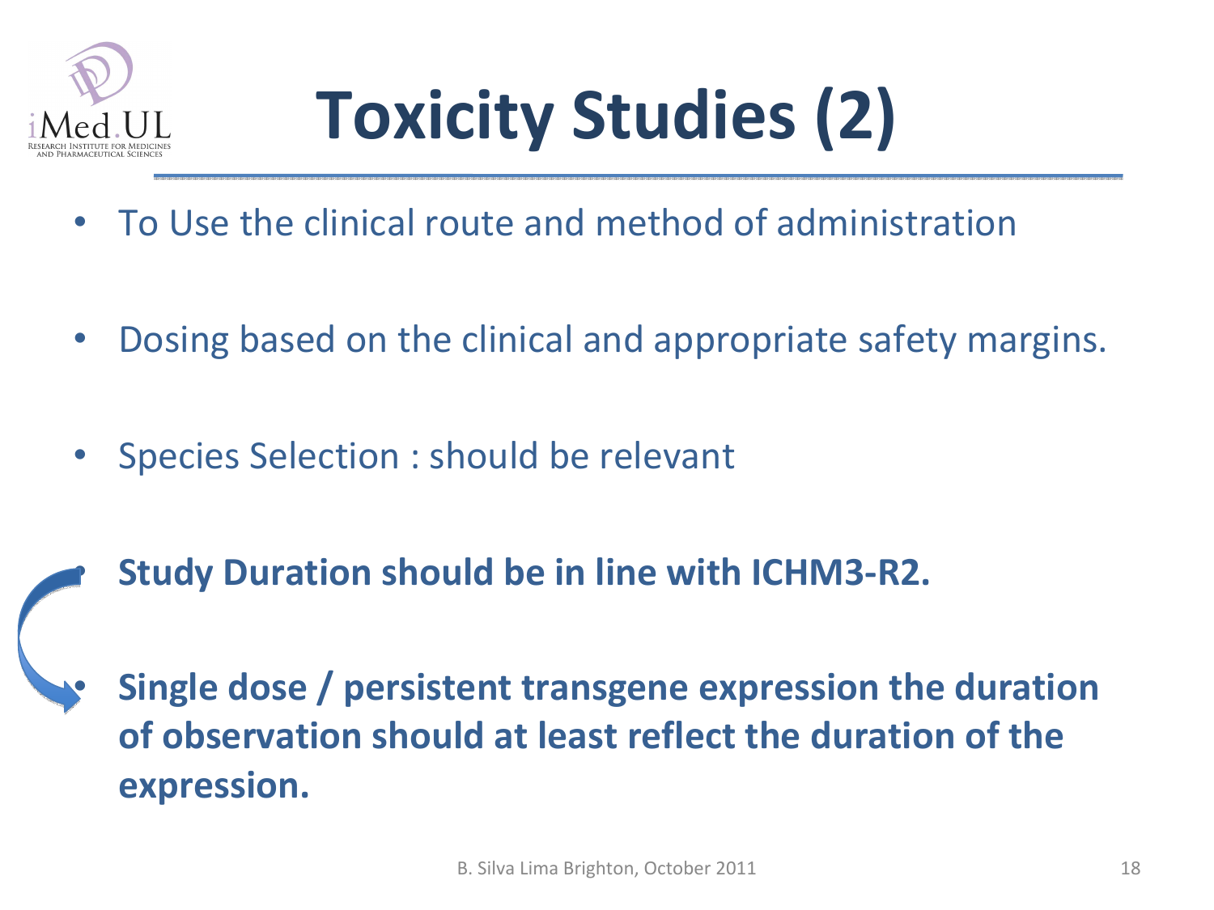# Toxicity Studies (2)

- To Use the clinical route and method of administration
- Dosing based on the clinical and appropriate safety margins.
- Species Selection : should be relevant
- **Study Duration should be in line with ICHM3-R2.**
- **Single dose / persistent transgene expression the duration of observation should at least reflect the duration of the expression.**

B. Silva Lima Brighton, October 2011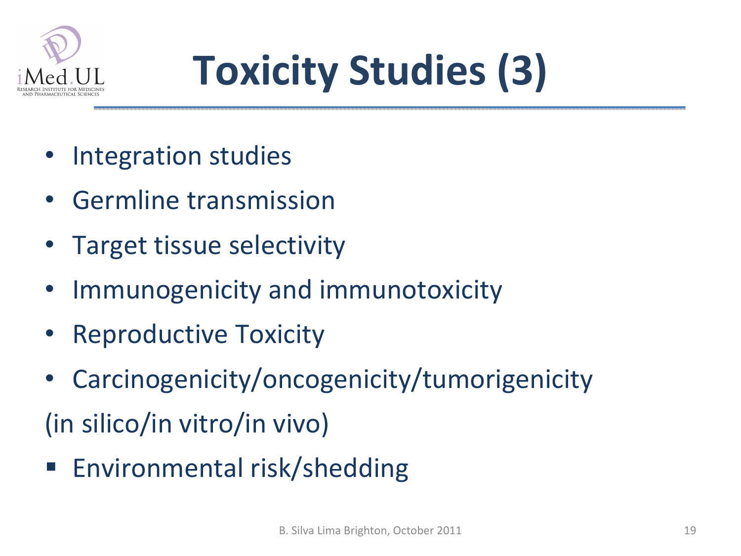# Toxicity Studies (3)

- Integration studies
- Germline transmission
- Target tissue selectivity
- Immunogenicity and immunotoxicity
- Reproductive Toxicity
- Carcinogenicity/oncogenicity/tumorigenicity

(in silico/in vitro/in vivo)

- Environmental risk/shedding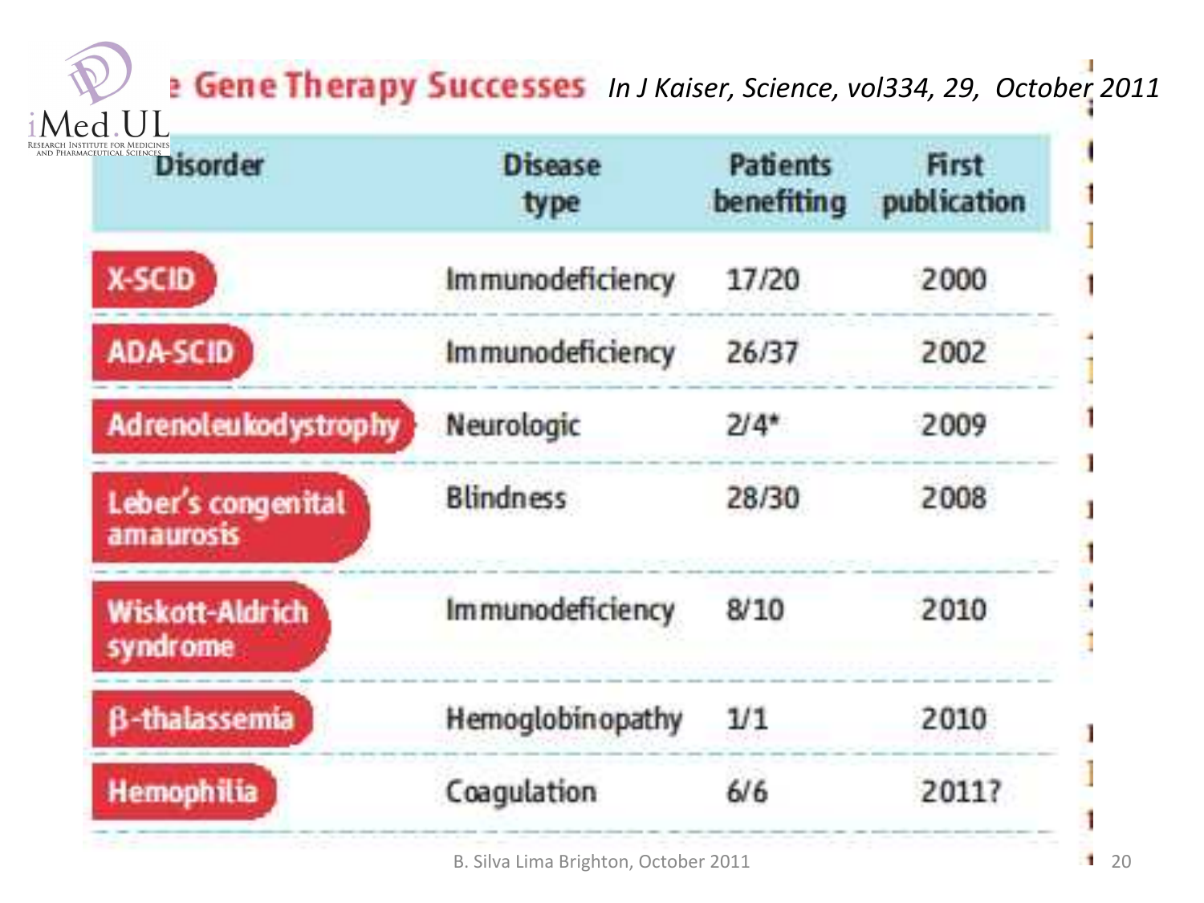# e Gene Therapy Successes *In J Kaiser, Science, vol334, 29, October 2011*

| Disorder | Disease type | Patients benefiting | First publication |
|---|---|---|---|
| X-SCID | Immunodeficiency | 17/20 | 2000 |
| ADA-SCID | Immunodeficiency | 26/37 | 2002 |
| Adrenoleukodystrophy | Neurologic | 2/4* | 2009 |
| Leber's congenital amaurosis | Blindness | 28/30 | 2008 |
| Wiskott-Aldrich syndrome | Immunodeficiency | 8/10 | 2010 |
| β-thalassemia | Hemoglobinopathy | 1/1 | 2010 |
| Hemophilia | Coagulation | 6/6 | 2011? |

B. Silva Lima Brighton, October 2011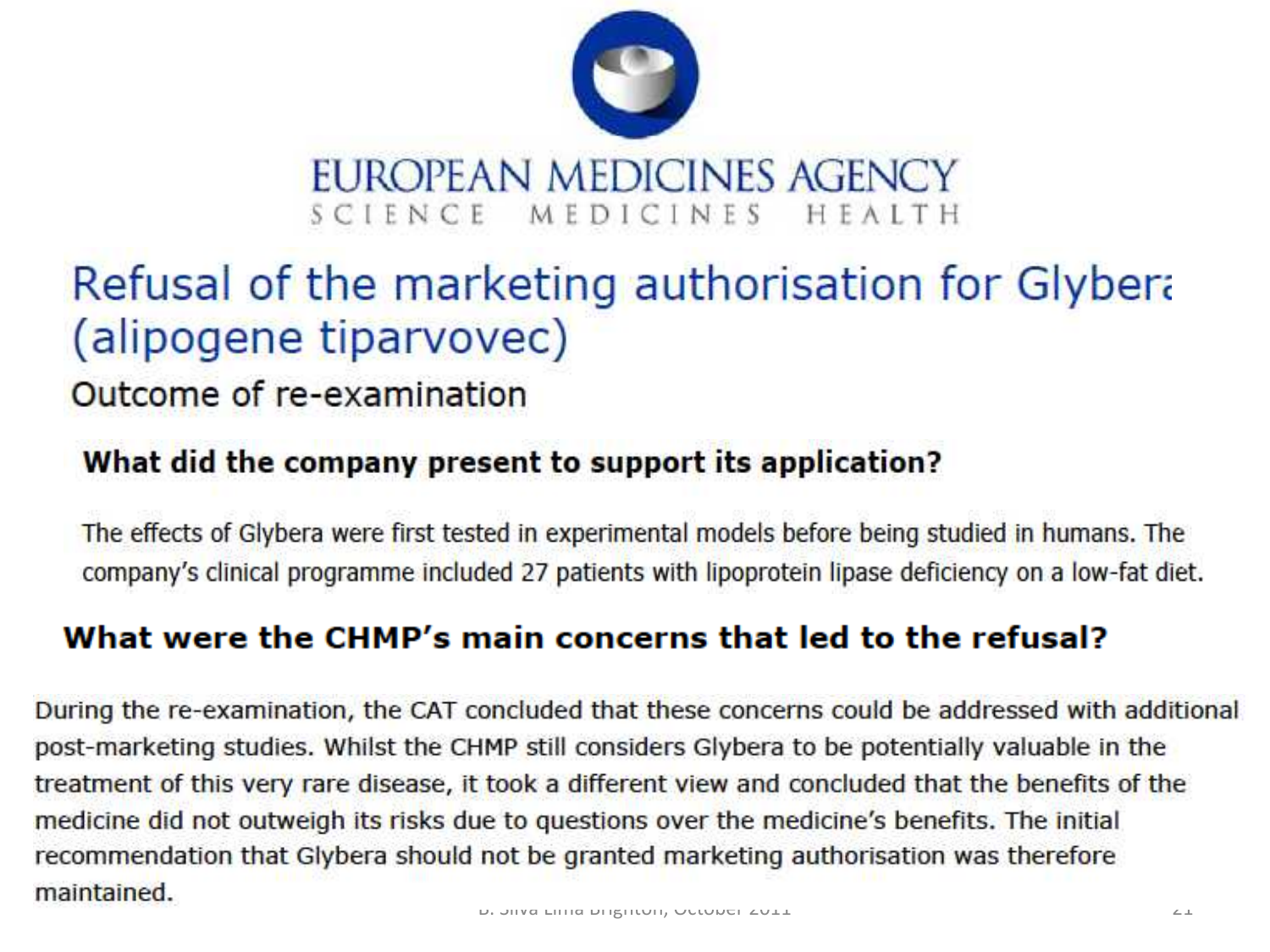EUROPEAN MEDICINES AGENCY

SCIENCE MEDICINES HEALTH

# Refusal of the marketing authorisation for Glybera (alipogene tiparvovec)

## Outcome of re-examination

### What did the company present to support its application?

The effects of Glybera were first tested in experimental models before being studied in humans. The company's clinical programme included 27 patients with lipoprotein lipase deficiency on a low-fat diet.

### What were the CHMP's main concerns that led to the refusal?

During the re-examination, the CAT concluded that these concerns could be addressed with additional post-marketing studies. Whilst the CHMP still considers Glybera to be potentially valuable in the treatment of this very rare disease, it took a different view and concluded that the benefits of the medicine did not outweigh its risks due to questions over the medicine's benefits. The initial recommendation that Glybera should not be granted marketing authorisation was therefore maintained.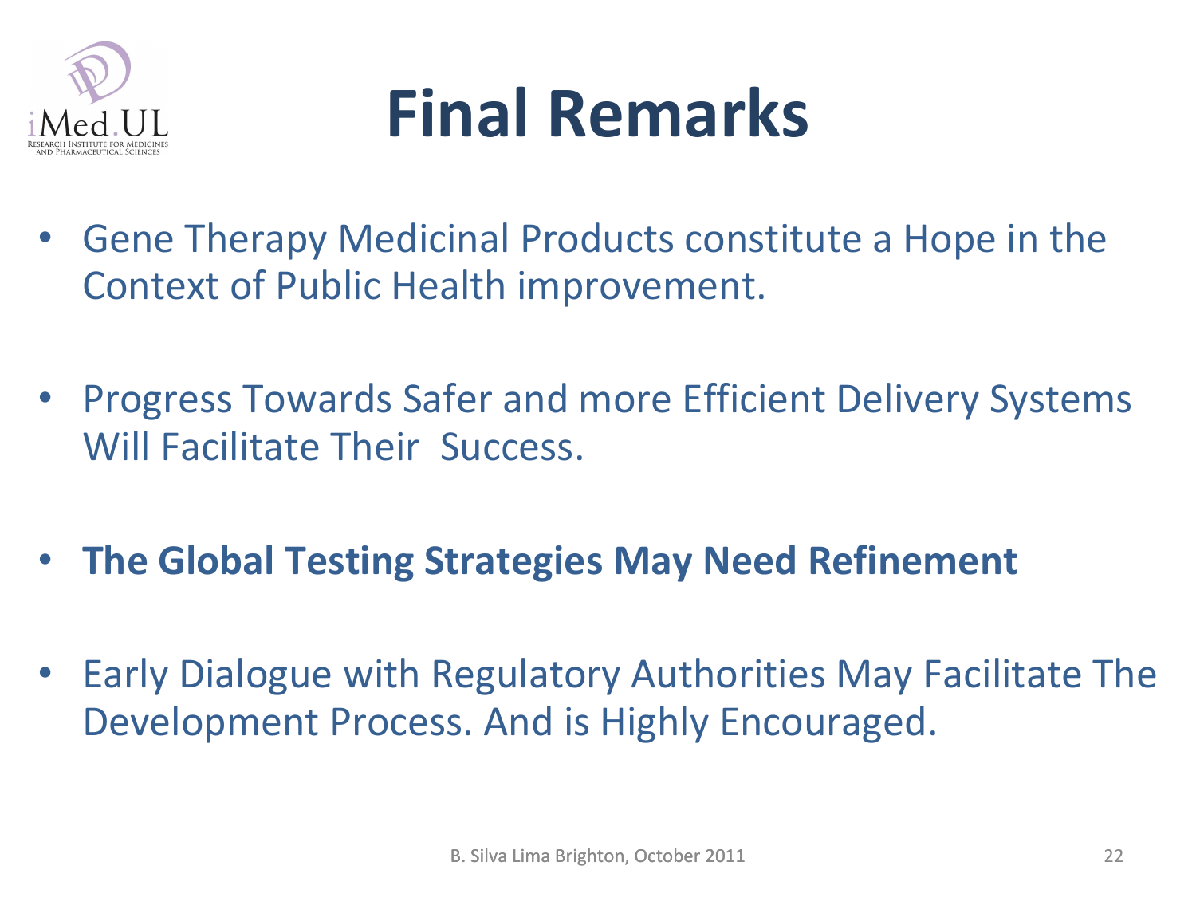# Final Remarks

- Gene Therapy Medicinal Products constitute a Hope in the Context of Public Health improvement.
- Progress Towards Safer and more Efficient Delivery Systems Will Facilitate Their Success.
- **The Global Testing Strategies May Need Refinement**
- Early Dialogue with Regulatory Authorities May Facilitate The Development Process. And is Highly Encouraged.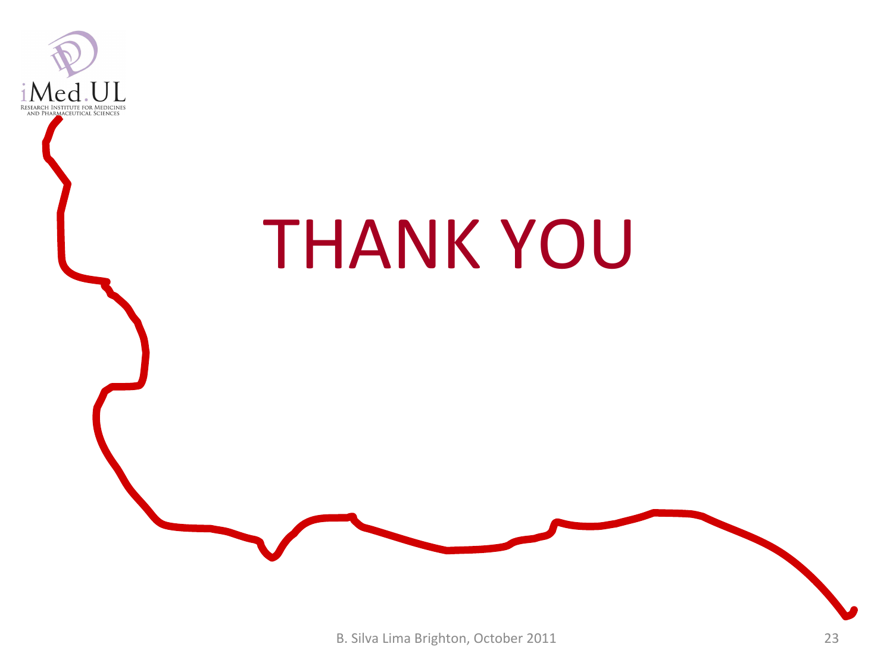# THANK YOU